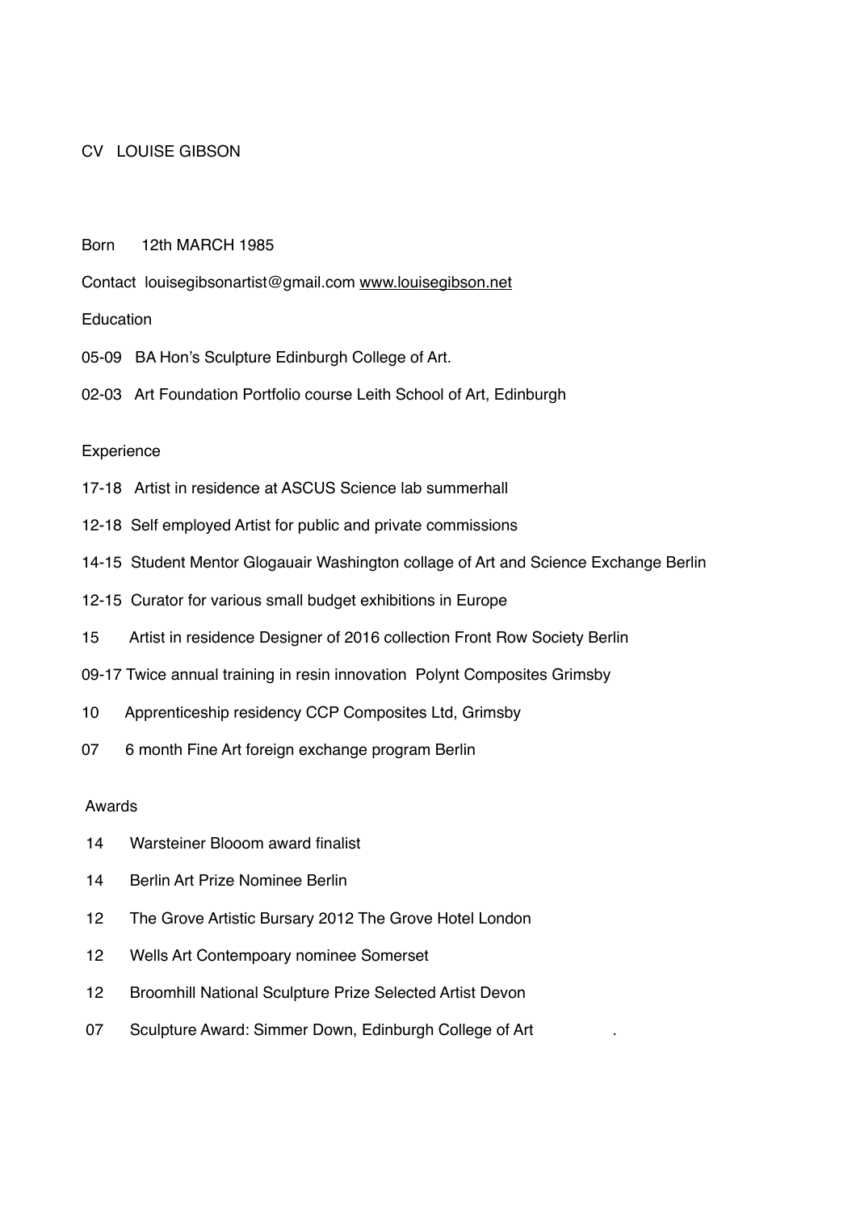# CV LOUISE GIBSON

Born 12th MARCH 1985

Contact louisegibsonartist@gmail.com www.louisegibson.net

## Education

05-09 BA Hon's Sculpture Edinburgh College of Art.

02-03 Art Foundation Portfolio course Leith School of Art, Edinburgh

## Experience

17-18 Artist in residence at ASCUS Science lab summerhall

12-18 Self employed Artist for public and private commissions

14-15 Student Mentor Glogauair Washington collage of Art and Science Exchange Berlin

12-15 Curator for various small budget exhibitions in Europe

15 Artist in residence Designer of 2016 collection Front Row Society Berlin

09-17 Twice annual training in resin innovation Polynt Composites Grimsby

10 Apprenticeship residency CCP Composites Ltd, Grimsby

07 6 month Fine Art foreign exchange program Berlin

## Awards

14 Warsteiner Blooom award finalist

14 Berlin Art Prize Nominee Berlin

12 The Grove Artistic Bursary 2012 The Grove Hotel London

12 Wells Art Contempoary nominee Somerset

12 Broomhill National Sculpture Prize Selected Artist Devon

07 Sculpture Award: Simmer Down, Edinburgh College of Art .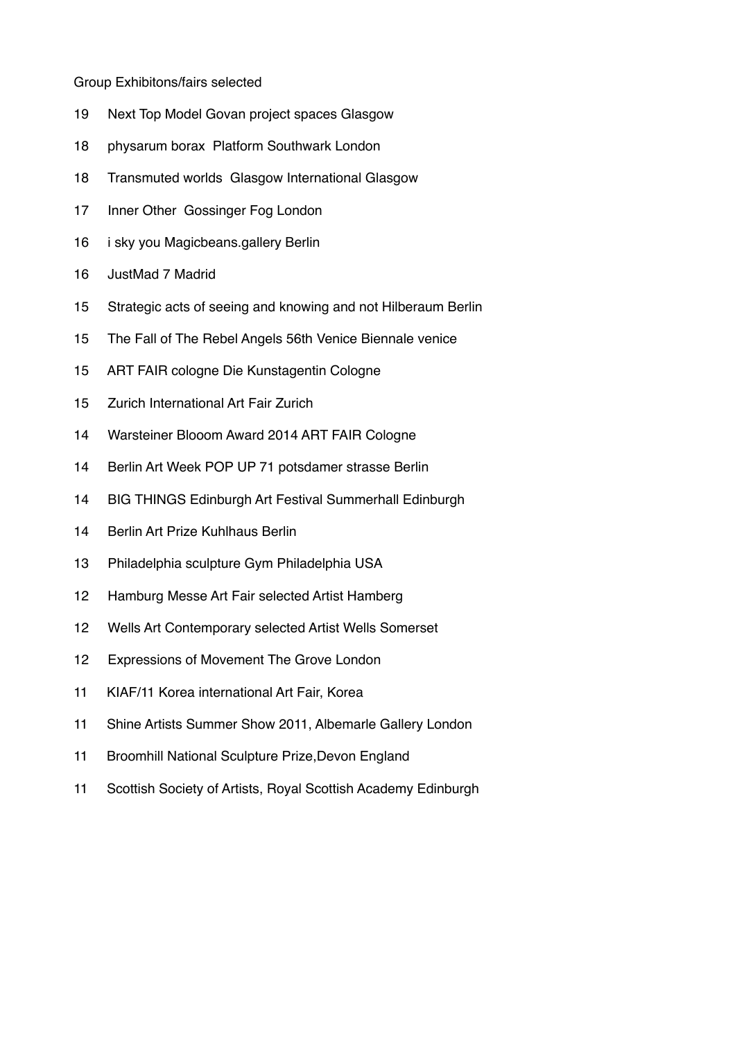Group Exhibitons/fairs selected

19 Next Top Model Govan project spaces Glasgow

18 physarum borax Platform Southwark London

18 Transmuted worlds Glasgow International Glasgow

17 Inner Other Gossinger Fog London

16 i sky you Magicbeans.gallery Berlin

16 JustMad 7 Madrid

15 Strategic acts of seeing and knowing and not Hilberaum Berlin

15 The Fall of The Rebel Angels 56th Venice Biennale venice

15 ART FAIR cologne Die Kunstagentin Cologne

15 Zurich International Art Fair Zurich

14 Warsteiner Blooom Award 2014 ART FAIR Cologne

14 Berlin Art Week POP UP 71 potsdamer strasse Berlin

14 BIG THINGS Edinburgh Art Festival Summerhall Edinburgh

14 Berlin Art Prize Kuhlhaus Berlin

13 Philadelphia sculpture Gym Philadelphia USA

12 Hamburg Messe Art Fair selected Artist Hamberg

12 Wells Art Contemporary selected Artist Wells Somerset

12 Expressions of Movement The Grove London

11 KIAF/11 Korea international Art Fair, Korea

11 Shine Artists Summer Show 2011, Albemarle Gallery London

11 Broomhill National Sculpture Prize,Devon England

11 Scottish Society of Artists, Royal Scottish Academy Edinburgh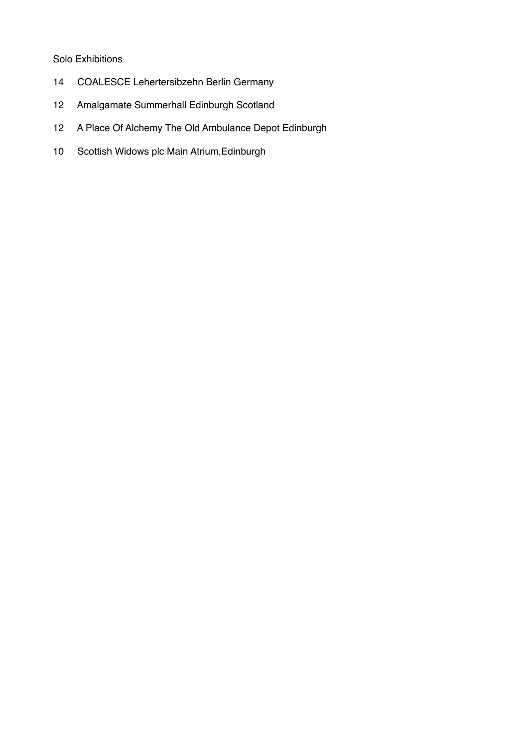Solo Exhibitions

14 COALESCE Lehertersibzehn Berlin Germany

12 Amalgamate Summerhall Edinburgh Scotland

12 A Place Of Alchemy The Old Ambulance Depot Edinburgh

10 Scottish Widows plc Main Atrium,Edinburgh